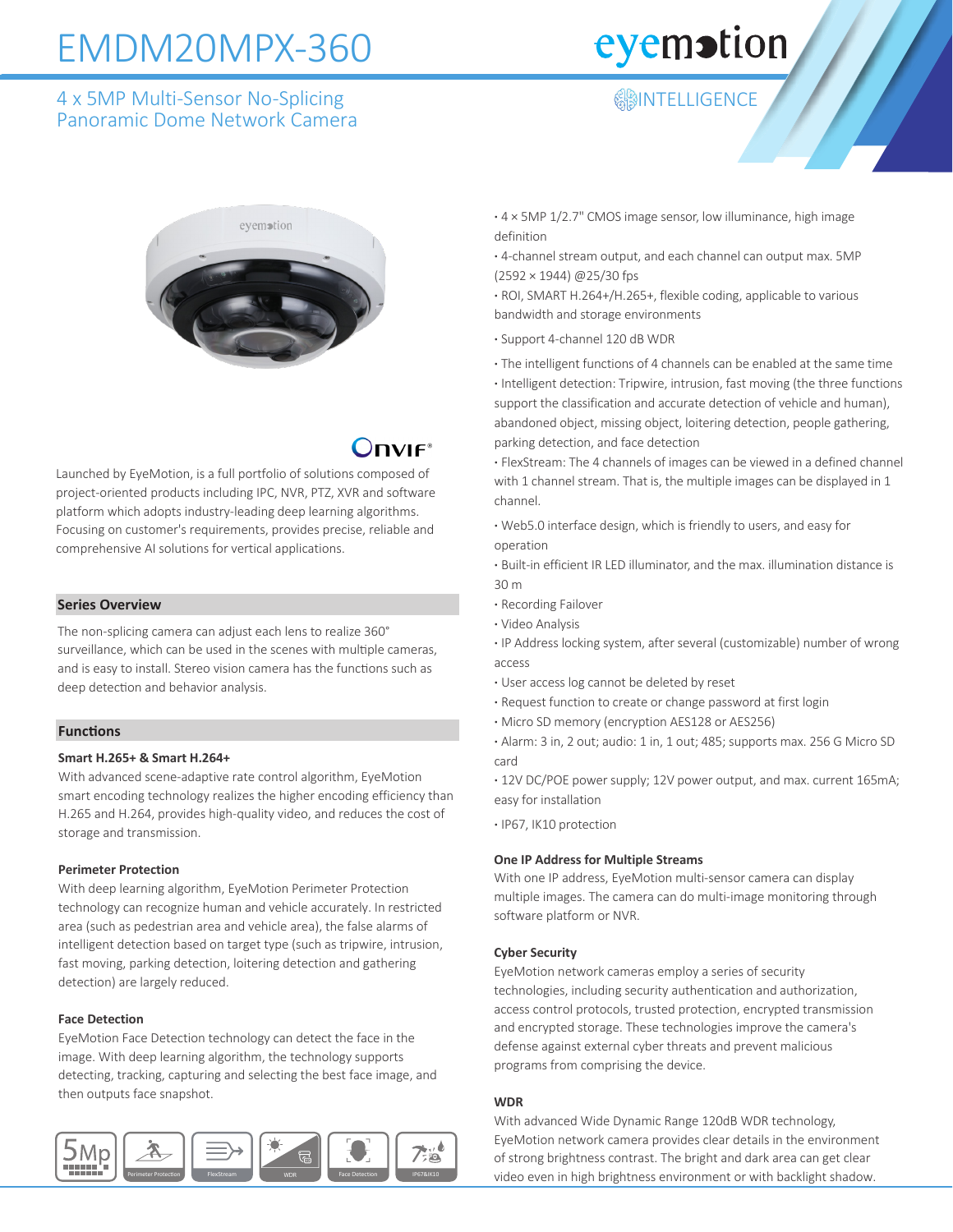# EMDM20MPX-360

## 4 x 5MP Multi-Sensor No-Splicing Panoramic Dome Network Camera

INTELLIGENCE

Launched by EyeMotion, is a full portfolio of solutions composed of project-oriented products including IPC, NVR, PTZ, XVR and software platform which adopts industry-leading deep learning algorithms. Focusing on customer's requirements, provides precise, reliable and comprehensive AI solutions for vertical applications.

### Series Overview

The non-splicing camera can adjust each lens to realize 360° surveillance, which can be used in the scenes with multiple cameras, and is easy to install. Stereo vision camera has the functions such as deep detection and behavior analysis.

### Functions

**Smart H.265+ & Smart H.264+**

With advanced scene-adaptive rate control algorithm, EyeMotion smart encoding technology realizes the higher encoding efficiency than H.265 and H.264, provides high-quality video, and reduces the cost of storage and transmission.

**Perimeter Protection**

With deep learning algorithm, EyeMotion Perimeter Protection technology can recognize human and vehicle accurately. In restricted area (such as pedestrian area and vehicle area), the false alarms of intelligent detection based on target type (such as tripwire, intrusion, fast moving, parking detection, loitering detection and gathering detection) are largely reduced.

**Face Detection**

EyeMotion Face Detection technology can detect the face in the image. With deep learning algorithm, the technology supports detecting, tracking, capturing and selecting the best face image, and then outputs face snapshot.

5Mp | Perimeter Protection | FlexStream | WDR | Face Detection | IP67&IK10

- 4 × 5MP 1/2.7" CMOS image sensor, low illuminance, high image definition
- 4-channel stream output, and each channel can output max. 5MP (2592 × 1944) @25/30 fps
- ROI, SMART H.264+/H.265+, flexible coding, applicable to various bandwidth and storage environments
- Support 4-channel 120 dB WDR
- The intelligent functions of 4 channels can be enabled at the same time
- Intelligent detection: Tripwire, intrusion, fast moving (the three functions support the classification and accurate detection of vehicle and human), abandoned object, missing object, loitering detection, people gathering, parking detection, and face detection
- FlexStream: The 4 channels of images can be viewed in a defined channel with 1 channel stream. That is, the multiple images can be displayed in 1 channel.
- Web5.0 interface design, which is friendly to users, and easy for operation
- Built-in efficient IR LED illuminator, and the max. illumination distance is 30 m
- Recording Failover
- Video Analysis
- IP Address locking system, after several (customizable) number of wrong access
- User access log cannot be deleted by reset
- Request function to create or change password at first login
- Micro SD memory (encryption AES128 or AES256)
- Alarm: 3 in, 2 out; audio: 1 in, 1 out; 485; supports max. 256 G Micro SD card
- 12V DC/POE power supply; 12V power output, and max. current 165mA; easy for installation
- IP67, IK10 protection

**One IP Address for Multiple Streams**

With one IP address, EyeMotion multi-sensor camera can display multiple images. The camera can do multi-image monitoring through software platform or NVR.

**Cyber Security**

EyeMotion network cameras employ a series of security technologies, including security authentication and authorization, access control protocols, trusted protection, encrypted transmission and encrypted storage. These technologies improve the camera's defense against external cyber threats and prevent malicious programs from comprising the device.

**WDR**

With advanced Wide Dynamic Range 120dB WDR technology, EyeMotion network camera provides clear details in the environment of strong brightness contrast. The bright and dark area can get clear video even in high brightness environment or with backlight shadow.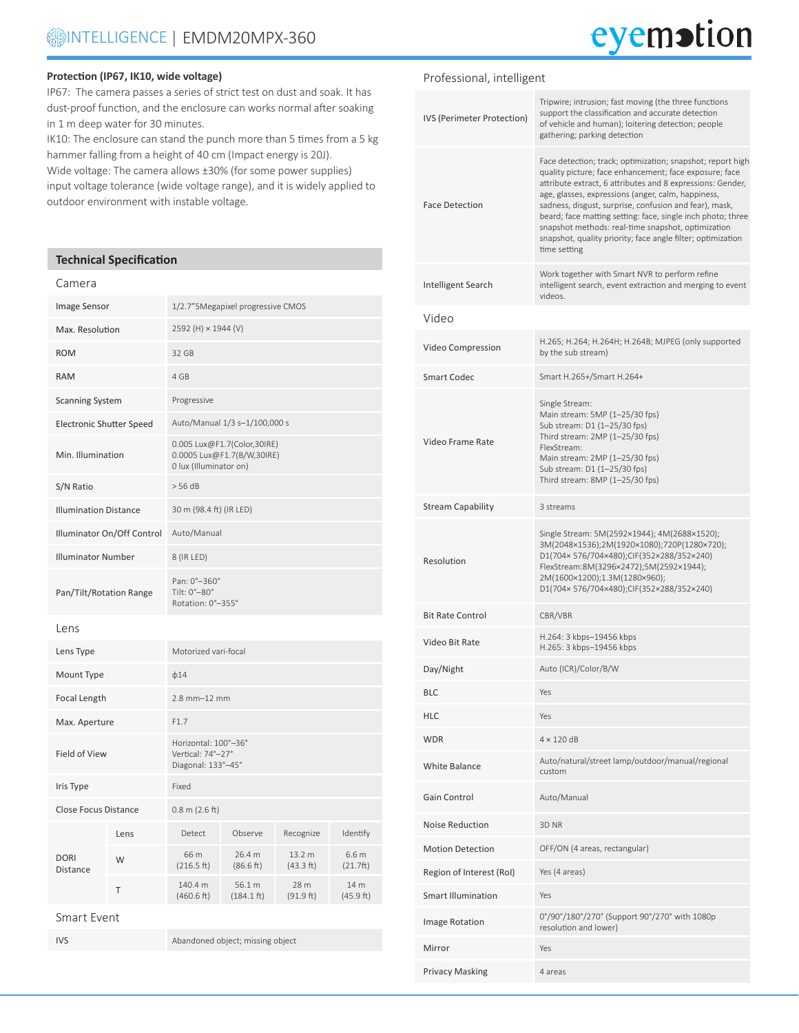### Protection (IP67, IK10, wide voltage)

IP67: The camera passes a series of strict test on dust and soak. It has dust-proof function, and the enclosure can works normal after soaking in 1 m deep water for 30 minutes.
IK10: The enclosure can stand the punch more than 5 times from a 5 kg hammer falling from a height of 40 cm (Impact energy is 20J).
Wide voltage: The camera allows ±30% (for some power supplies) input voltage tolerance (wide voltage range), and it is widely applied to outdoor environment with instable voltage.

## Technical Specification

### Camera

| | |
|---|---|
| Image Sensor | 1/2.7"5Megapixel progressive CMOS |
| Max. Resolution | 2592 (H) × 1944 (V) |
| ROM | 32 GB |
| RAM | 4 GB |
| Scanning System | Progressive |
| Electronic Shutter Speed | Auto/Manual 1/3 s–1/100,000 s |
| Min. Illumination | 0.005 Lux@F1.7(Color,30IRE)<br>0.0005 Lux@F1.7(B/W,30IRE)<br>0 lux (Illuminator on) |
| S/N Ratio | > 56 dB |
| Illumination Distance | 30 m (98.4 ft) (IR LED) |
| Illuminator On/Off Control | Auto/Manual |
| Illuminator Number | 8 (IR LED) |
| Pan/Tilt/Rotation Range | Pan: 0°–360°<br>Tilt: 0°–80°<br>Rotation: 0°–355° |

### Lens

| | |
|---|---|
| Lens Type | Motorized vari-focal |
| Mount Type | ϕ14 |
| Focal Length | 2.8 mm–12 mm |
| Max. Aperture | F1.7 |
| Field of View | Horizontal: 100°–36°<br>Vertical: 74°–27°<br>Diagonal: 133°–45° |
| Iris Type | Fixed |
| Close Focus Distance | 0.8 m (2.6 ft) |

| DORI Distance | Lens | Detect | Observe | Recognize | Identify |
|---|---|---|---|---|---|
| | W | 66 m (216.5 ft) | 26.4 m (86.6 ft) | 13.2 m (43.3 ft) | 6.6 m (21.7ft) |
| | T | 140.4 m (460.6 ft) | 56.1 m (184.1 ft) | 28 m (91.9 ft) | 14 m (45.9 ft) |

### Smart Event

| | |
|---|---|
| IVS | Abandoned object; missing object |

### Professional, intelligent

| | |
|---|---|
| IVS (Perimeter Protection) | Tripwire; intrusion; fast moving (the three functions support the classification and accurate detection of vehicle and human); loitering detection; people gathering; parking detection |
| Face Detection | Face detection; track; optimization; snapshot; report high quality picture; face enhancement; face exposure; face attribute extract, 6 attributes and 8 expressions: Gender, age, glasses, expressions (anger, calm, happiness, sadness, disgust, surprise, confusion and fear), mask, beard; face matting setting: face, single inch photo; three snapshot methods: real-time snapshot, optimization snapshot, quality priority; face angle filter; optimization time setting |
| Intelligent Search | Work together with Smart NVR to perform refine intelligent search, event extraction and merging to event videos. |

### Video

| | |
|---|---|
| Video Compression | H.265; H.264; H.264H; H.264B; MJPEG (only supported by the sub stream) |
| Smart Codec | Smart H.265+/Smart H.264+ |
| Video Frame Rate | Single Stream:<br>Main stream: 5MP (1–25/30 fps)<br>Sub stream: D1 (1–25/30 fps)<br>Third stream: 2MP (1–25/30 fps)<br>FlexStream:<br>Main stream: 2MP (1–25/30 fps)<br>Sub stream: D1 (1–25/30 fps)<br>Third stream: 8MP (1–25/30 fps) |
| Stream Capability | 3 streams |
| Resolution | Single Stream: 5M(2592×1944); 4M(2688×1520); 3M(2048×1536);2M(1920×1080);720P(1280×720); D1(704× 576/704×480);CIF(352×288/352×240)<br>FlexStream:8M(3296×2472);5M(2592×1944); 2M(1600×1200);1.3M(1280×960); D1(704× 576/704×480);CIF(352×288/352×240) |
| Bit Rate Control | CBR/VBR |
| Video Bit Rate | H.264: 3 kbps–19456 kbps<br>H.265: 3 kbps–19456 kbps |
| Day/Night | Auto (ICR)/Color/B/W |
| BLC | Yes |
| HLC | Yes |
| WDR | 4 × 120 dB |
| White Balance | Auto/natural/street lamp/outdoor/manual/regional custom |
| Gain Control | Auto/Manual |
| Noise Reduction | 3D NR |
| Motion Detection | OFF/ON (4 areas, rectangular) |
| Region of Interest (RoI) | Yes (4 areas) |
| Smart Illumination | Yes |
| Image Rotation | 0°/90°/180°/270° (Support 90°/270° with 1080p resolution and lower) |
| Mirror | Yes |
| Privacy Masking | 4 areas |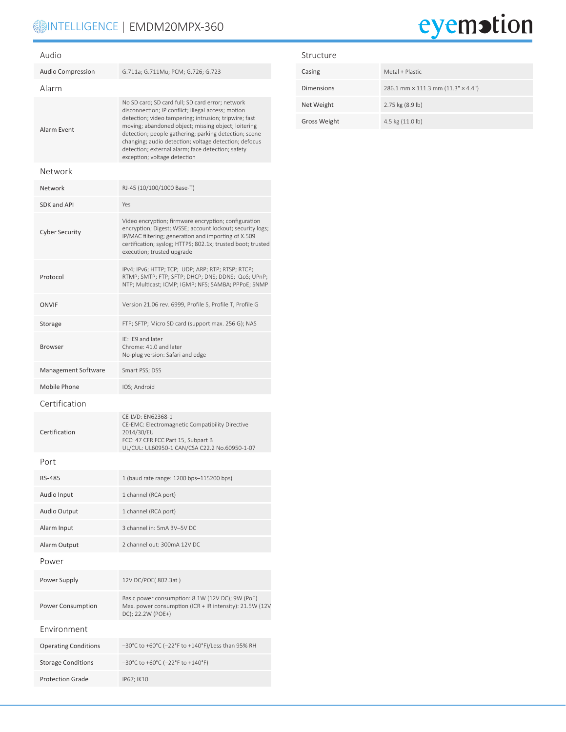## Audio

| | |
|---|---|
| Audio Compression | G.711a; G.711Mu; PCM; G.726; G.723 |

## Alarm

| | |
|---|---|
| Alarm Event | No SD card; SD card full; SD card error; network disconnection; IP conflict; illegal access; motion detection; video tampering; intrusion; tripwire; fast moving; abandoned object; missing object; loitering detection; people gathering; parking detection; scene changing; audio detection; voltage detection; defocus detection; external alarm; face detection; safety exception; voltage detection |

## Network

| | |
|---|---|
| Network | RJ-45 (10/100/1000 Base-T) |
| SDK and API | Yes |
| Cyber Security | Video encryption; firmware encryption; configuration encryption; Digest; WSSE; account lockout; security logs; IP/MAC filtering; generation and importing of X.509 certification; syslog; HTTPS; 802.1x; trusted boot; trusted execution; trusted upgrade |
| Protocol | IPv4; IPv6; HTTP; TCP; UDP; ARP; RTP; RTSP; RTCP; RTMP; SMTP; FTP; SFTP; DHCP; DNS; DDNS; QoS; UPnP; NTP; Multicast; ICMP; IGMP; NFS; SAMBA; PPPoE; SNMP |
| ONVIF | Version 21.06 rev. 6999, Profile S, Profile T, Profile G |
| Storage | FTP; SFTP; Micro SD card (support max. 256 G); NAS |
| Browser | IE: IE9 and later<br>Chrome: 41.0 and later<br>No-plug version: Safari and edge |
| Management Software | Smart PSS; DSS |
| Mobile Phone | IOS; Android |

## Certification

| | |
|---|---|
| Certification | CE-LVD: EN62368-1<br>CE-EMC: Electromagnetic Compatibility Directive 2014/30/EU<br>FCC: 47 CFR FCC Part 15, Subpart B<br>UL/CUL: UL60950-1 CAN/CSA C22.2 No.60950-1-07 |

## Port

| | |
|---|---|
| RS-485 | 1 (baud rate range: 1200 bps–115200 bps) |
| Audio Input | 1 channel (RCA port) |
| Audio Output | 1 channel (RCA port) |
| Alarm Input | 3 channel in: 5mA 3V–5V DC |
| Alarm Output | 2 channel out: 300mA 12V DC |

## Power

| | |
|---|---|
| Power Supply | 12V DC/POE( 802.3at ) |
| Power Consumption | Basic power consumption: 8.1W (12V DC); 9W (PoE)<br>Max. power consumption (ICR + IR intensity): 21.5W (12V DC); 22.2W (POE+) |

## Environment

| | |
|---|---|
| Operating Conditions | –30°C to +60°C (–22°F to +140°F)/Less than 95% RH |
| Storage Conditions | –30°C to +60°C (–22°F to +140°F) |
| Protection Grade | IP67; IK10 |

## Structure

| | |
|---|---|
| Casing | Metal + Plastic |
| Dimensions | 286.1 mm × 111.3 mm (11.3" × 4.4") |
| Net Weight | 2.75 kg (8.9 lb) |
| Gross Weight | 4.5 kg (11.0 lb) |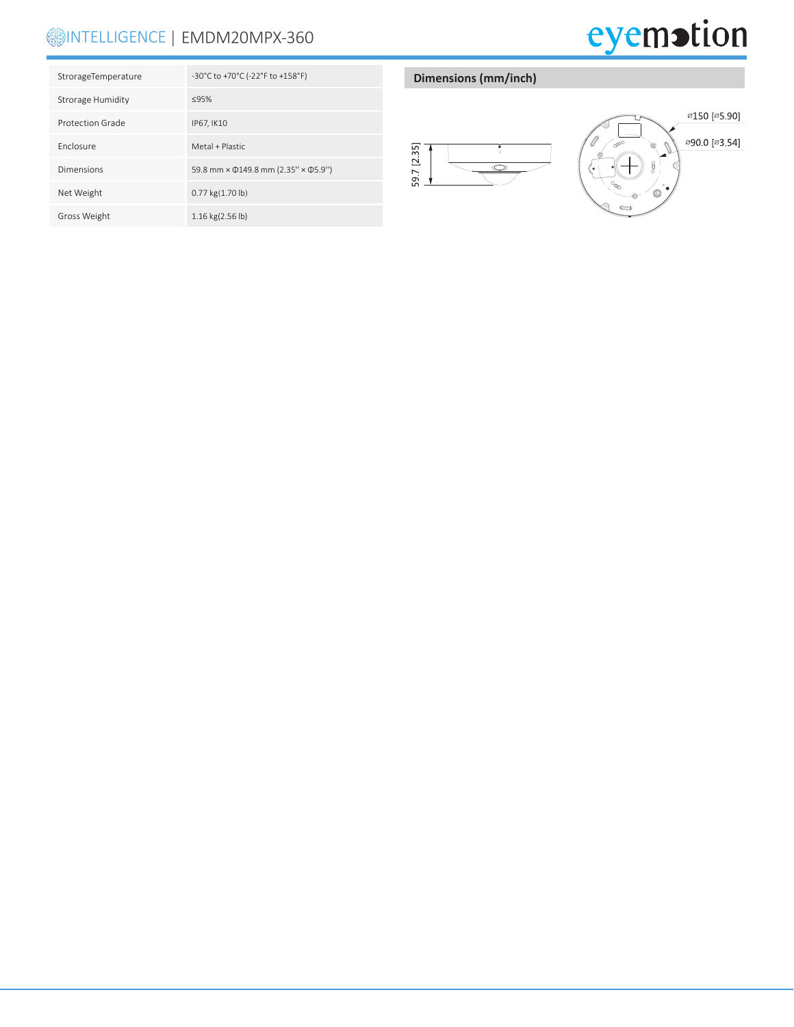| | |
|---|---|
| StrorageTemperature | -30°C to +70°C (-22°F to +158°F) |
| Strorage Humidity | ≤95% |
| Protection Grade | IP67, IK10 |
| Enclosure | Metal + Plastic |
| Dimensions | 59.8 mm × Φ149.8 mm (2.35'' × Φ5.9'') |
| Net Weight | 0.77 kg(1.70 lb) |
| Gross Weight | 1.16 kg(2.56 lb) |

## Dimensions (mm/inch)

59.7 [2.35]

⌀150 [⌀5.90]

⌀90.0 [⌀3.54]